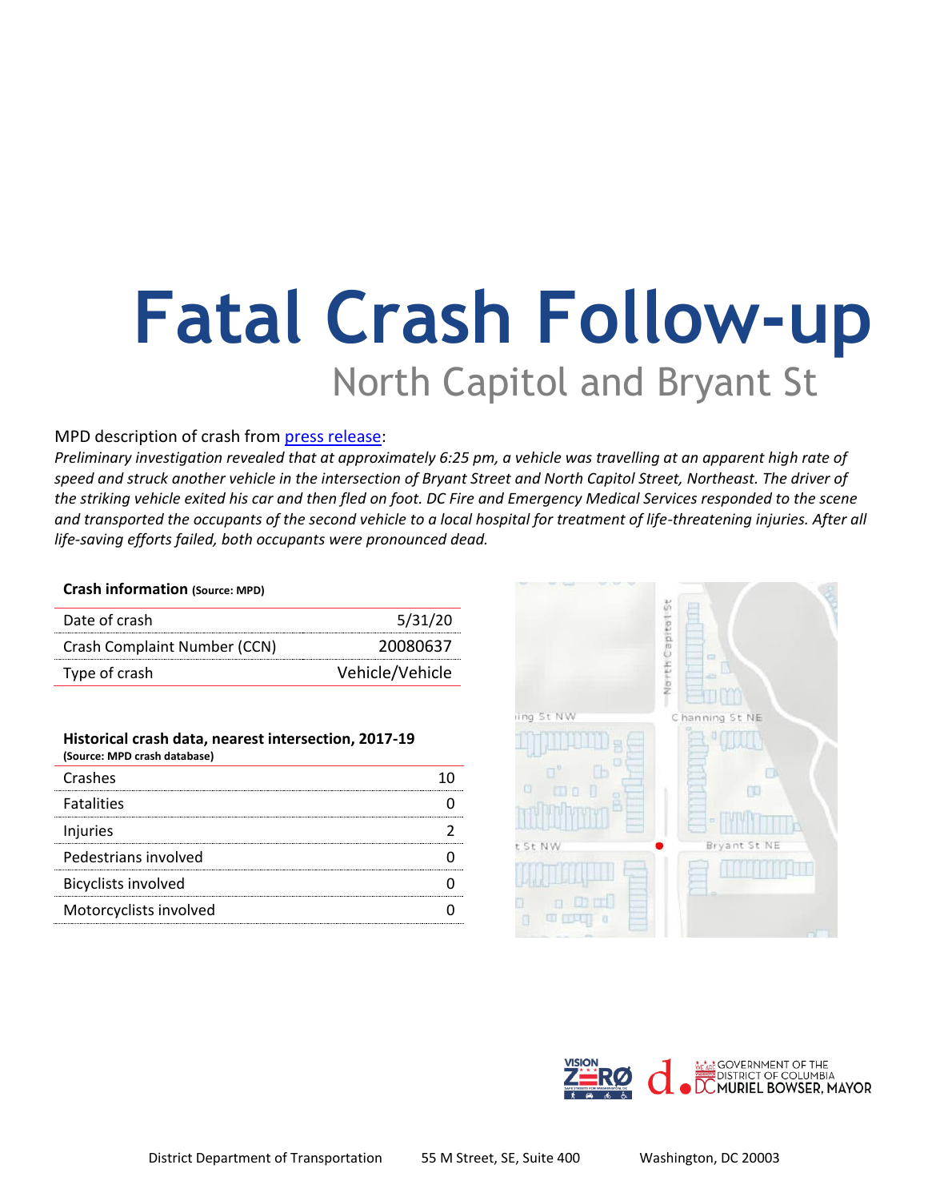# Fatal Crash Follow-up

## North Capitol and Bryant St

MPD description of crash from press release:

*Preliminary investigation revealed that at approximately 6:25 pm, a vehicle was travelling at an apparent high rate of speed and struck another vehicle in the intersection of Bryant Street and North Capitol Street, Northeast. The driver of the striking vehicle exited his car and then fled on foot. DC Fire and Emergency Medical Services responded to the scene and transported the occupants of the second vehicle to a local hospital for treatment of life-threatening injuries. After all life-saving efforts failed, both occupants were pronounced dead.*

**Crash information (Source: MPD)**

| | |
|---|---|
| Date of crash | 5/31/20 |
| Crash Complaint Number (CCN) | 20080637 |
| Type of crash | Vehicle/Vehicle |

**Historical crash data, nearest intersection, 2017-19**
**(Source: MPD crash database)**

| | |
|---|---|
| Crashes | 10 |
| Fatalities | 0 |
| Injuries | 2 |
| Pedestrians involved | 0 |
| Bicyclists involved | 0 |
| Motorcyclists involved | 0 |

District Department of Transportation 55 M Street, SE, Suite 400 Washington, DC 20003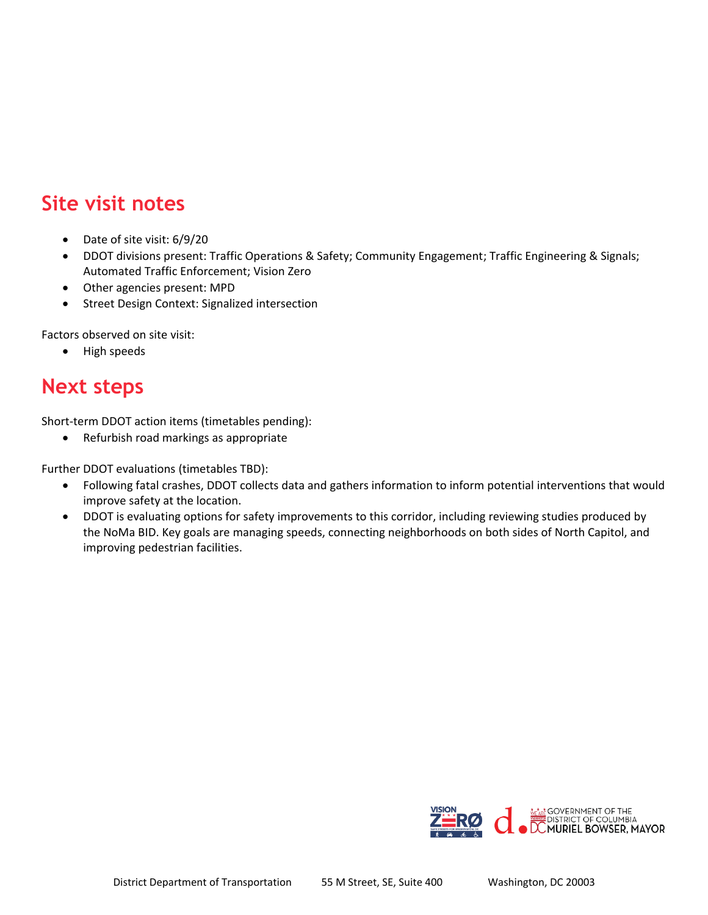## Site visit notes

- Date of site visit: 6/9/20
- DDOT divisions present: Traffic Operations & Safety; Community Engagement; Traffic Engineering & Signals; Automated Traffic Enforcement; Vision Zero
- Other agencies present: MPD
- Street Design Context: Signalized intersection

Factors observed on site visit:

- High speeds

## Next steps

Short-term DDOT action items (timetables pending):

- Refurbish road markings as appropriate

Further DDOT evaluations (timetables TBD):

- Following fatal crashes, DDOT collects data and gathers information to inform potential interventions that would improve safety at the location.
- DDOT is evaluating options for safety improvements to this corridor, including reviewing studies produced by the NoMa BID. Key goals are managing speeds, connecting neighborhoods on both sides of North Capitol, and improving pedestrian facilities.